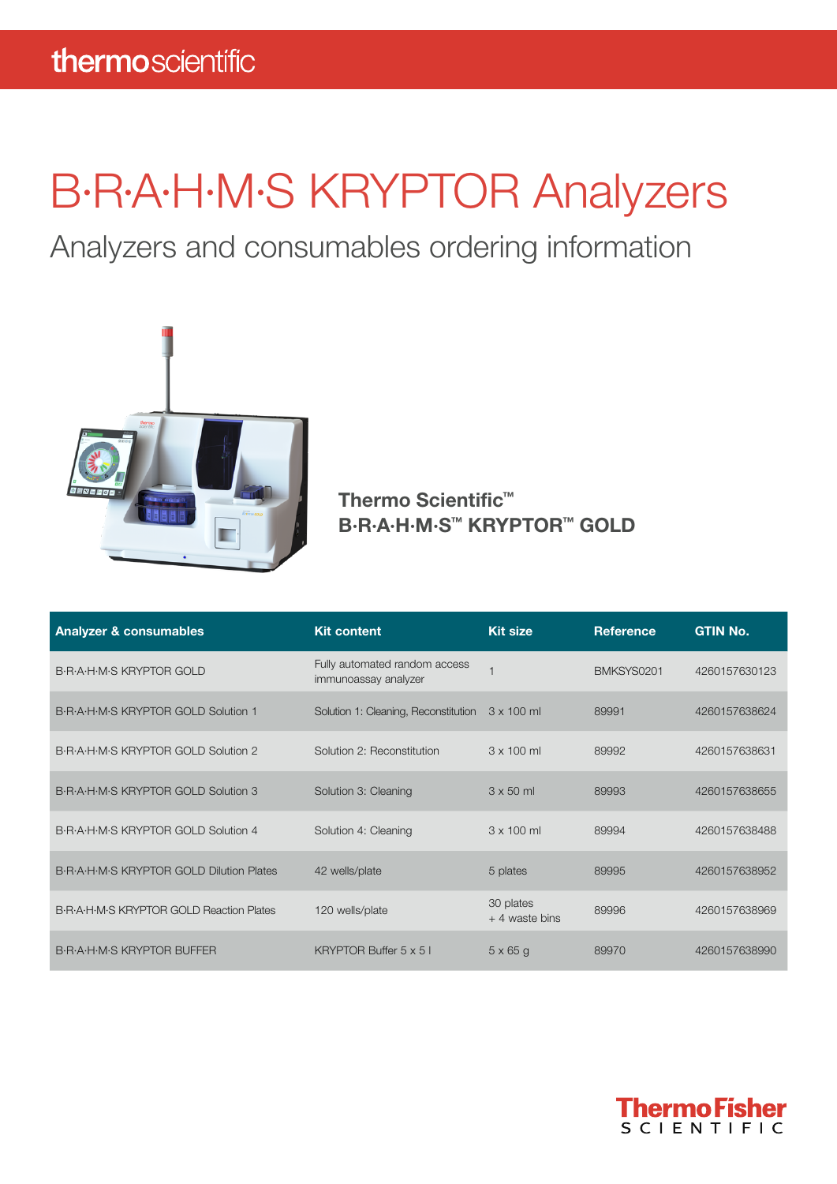# B·R·A·H·M·S KRYPTOR Analyzers

## Analyzers and consumables ordering information

**Thermo Scientific™ B·R·A·H·M·S™ KRYPTOR™ GOLD**

| Analyzer & consumables | Kit content | Kit size | Reference | GTIN No. |
|---|---|---|---|---|
| B·R·A·H·M·S KRYPTOR GOLD | Fully automated random access immunoassay analyzer | 1 | BMKSYS0201 | 4260157630123 |
| B·R·A·H·M·S KRYPTOR GOLD Solution 1 | Solution 1: Cleaning, Reconstitution | 3 x 100 ml | 89991 | 4260157638624 |
| B·R·A·H·M·S KRYPTOR GOLD Solution 2 | Solution 2: Reconstitution | 3 x 100 ml | 89992 | 4260157638631 |
| B·R·A·H·M·S KRYPTOR GOLD Solution 3 | Solution 3: Cleaning | 3 x 50 ml | 89993 | 4260157638655 |
| B·R·A·H·M·S KRYPTOR GOLD Solution 4 | Solution 4: Cleaning | 3 x 100 ml | 89994 | 4260157638488 |
| B·R·A·H·M·S KRYPTOR GOLD Dilution Plates | 42 wells/plate | 5 plates | 89995 | 4260157638952 |
| B·R·A·H·M·S KRYPTOR GOLD Reaction Plates | 120 wells/plate | 30 plates + 4 waste bins | 89996 | 4260157638969 |
| B·R·A·H·M·S KRYPTOR BUFFER | KRYPTOR Buffer 5 x 5 l | 5 x 65 g | 89970 | 4260157638990 |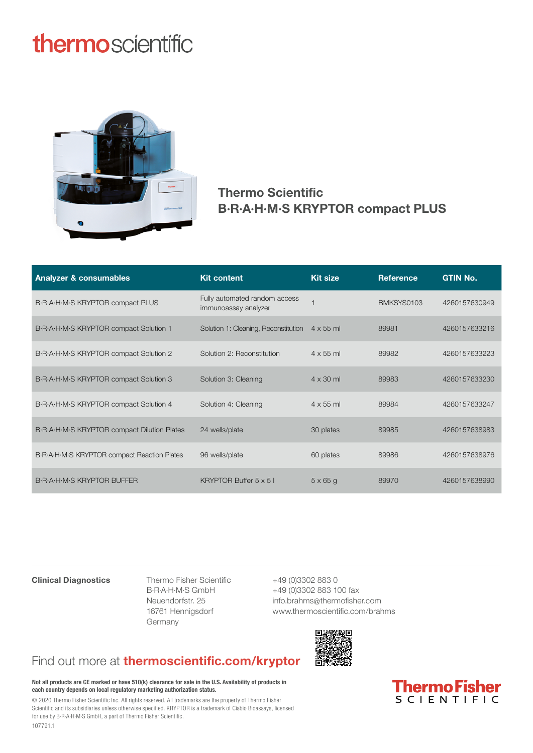thermoscientific

## Thermo Scientific
## B·R·A·H·M·S KRYPTOR compact PLUS

| Analyzer & consumables | Kit content | Kit size | Reference | GTIN No. |
|---|---|---|---|---|
| B·R·A·H·M·S KRYPTOR compact PLUS | Fully automated random access immunoassay analyzer | 1 | BMKSYS0103 | 4260157630949 |
| B·R·A·H·M·S KRYPTOR compact Solution 1 | Solution 1: Cleaning, Reconstitution | 4 x 55 ml | 89981 | 4260157633216 |
| B·R·A·H·M·S KRYPTOR compact Solution 2 | Solution 2: Reconstitution | 4 x 55 ml | 89982 | 4260157633223 |
| B·R·A·H·M·S KRYPTOR compact Solution 3 | Solution 3: Cleaning | 4 x 30 ml | 89983 | 4260157633230 |
| B·R·A·H·M·S KRYPTOR compact Solution 4 | Solution 4: Cleaning | 4 x 55 ml | 89984 | 4260157633247 |
| B·R·A·H·M·S KRYPTOR compact Dilution Plates | 24 wells/plate | 30 plates | 89985 | 4260157638983 |
| B·R·A·H·M·S KRYPTOR compact Reaction Plates | 96 wells/plate | 60 plates | 89986 | 4260157638976 |
| B·R·A·H·M·S KRYPTOR BUFFER | KRYPTOR Buffer 5 x 5 l | 5 x 65 g | 89970 | 4260157638990 |

**Clinical Diagnostics**

Thermo Fisher Scientific
B·R·A·H·M·S GmbH
Neuendorfstr. 25
16761 Hennigsdorf
Germany

+49 (0)3302 883 0
+49 (0)3302 883 100 fax
info.brahms@thermofisher.com
www.thermoscientific.com/brahms

Find out more at **thermoscientific.com/kryptor**

**Not all products are CE marked or have 510(k) clearance for sale in the U.S. Availability of products in each country depends on local regulatory marketing authorization status.**

© 2020 Thermo Fisher Scientific Inc. All rights reserved. All trademarks are the property of Thermo Fisher Scientific and its subsidiaries unless otherwise specified. KRYPTOR is a trademark of Cisbio Bioassays, licensed for use by B·R·A·H·M·S GmbH, a part of Thermo Fisher Scientific.

107791.1

ThermoFisher SCIENTIFIC